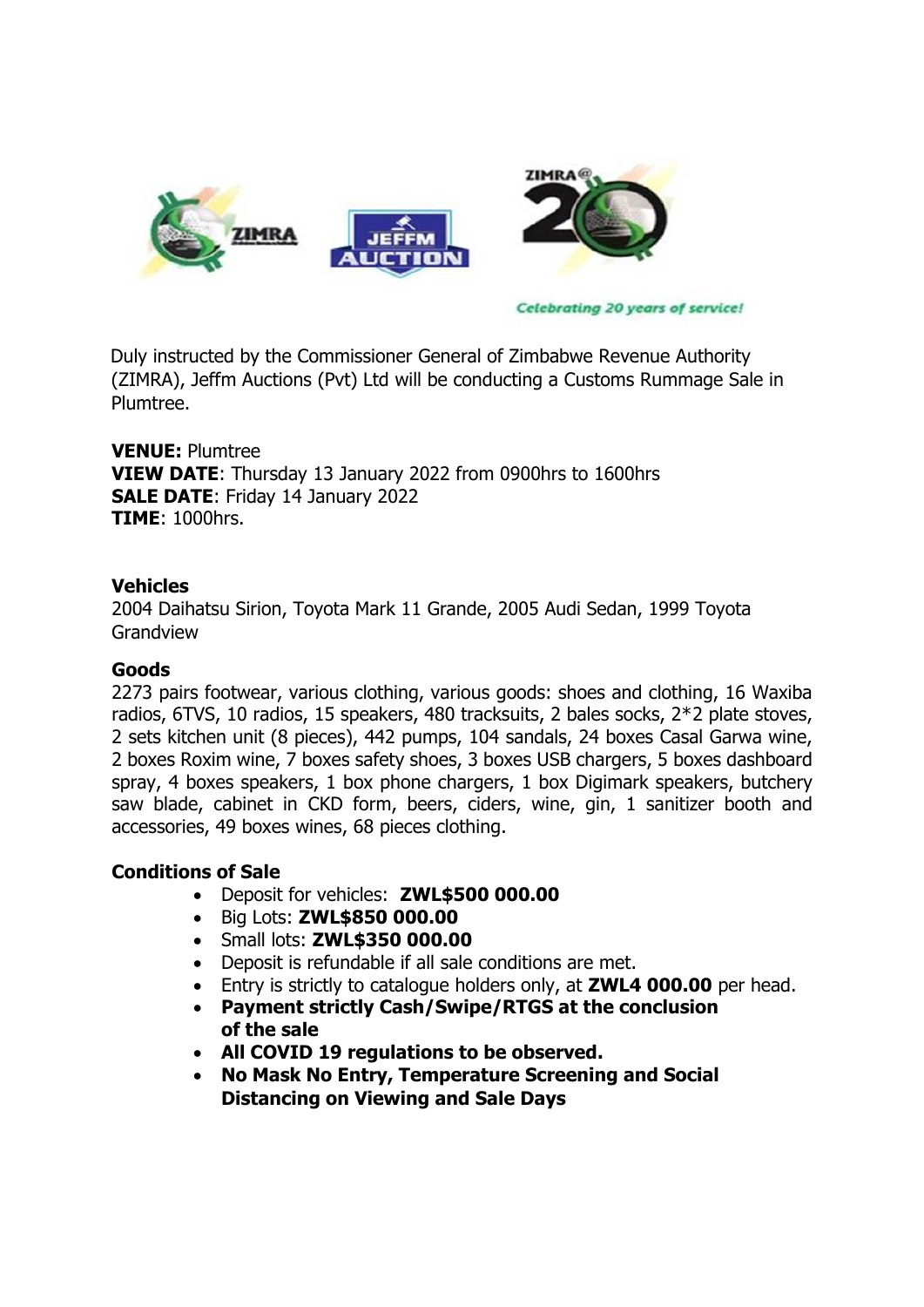Celebrating 20 years of service!

Duly instructed by the Commissioner General of Zimbabwe Revenue Authority (ZIMRA), Jeffm Auctions (Pvt) Ltd will be conducting a Customs Rummage Sale in Plumtree.

**VENUE:** Plumtree
**VIEW DATE**: Thursday 13 January 2022 from 0900hrs to 1600hrs
**SALE DATE**: Friday 14 January 2022
**TIME**: 1000hrs.

**Vehicles**

2004 Daihatsu Sirion, Toyota Mark 11 Grande, 2005 Audi Sedan, 1999 Toyota Grandview

**Goods**

2273 pairs footwear, various clothing, various goods: shoes and clothing, 16 Waxiba radios, 6TVS, 10 radios, 15 speakers, 480 tracksuits, 2 bales socks, 2*2 plate stoves, 2 sets kitchen unit (8 pieces), 442 pumps, 104 sandals, 24 boxes Casal Garwa wine, 2 boxes Roxim wine, 7 boxes safety shoes, 3 boxes USB chargers, 5 boxes dashboard spray, 4 boxes speakers, 1 box phone chargers, 1 box Digimark speakers, butchery saw blade, cabinet in CKD form, beers, ciders, wine, gin, 1 sanitizer booth and accessories, 49 boxes wines, 68 pieces clothing.

**Conditions of Sale**

- Deposit for vehicles: **ZWL$500 000.00**
- Big Lots: **ZWL$850 000.00**
- Small lots: **ZWL$350 000.00**
- Deposit is refundable if all sale conditions are met.
- Entry is strictly to catalogue holders only, at **ZWL4 000.00** per head.
- **Payment strictly Cash/Swipe/RTGS at the conclusion of the sale**
- **All COVID 19 regulations to be observed.**
- **No Mask No Entry, Temperature Screening and Social Distancing on Viewing and Sale Days**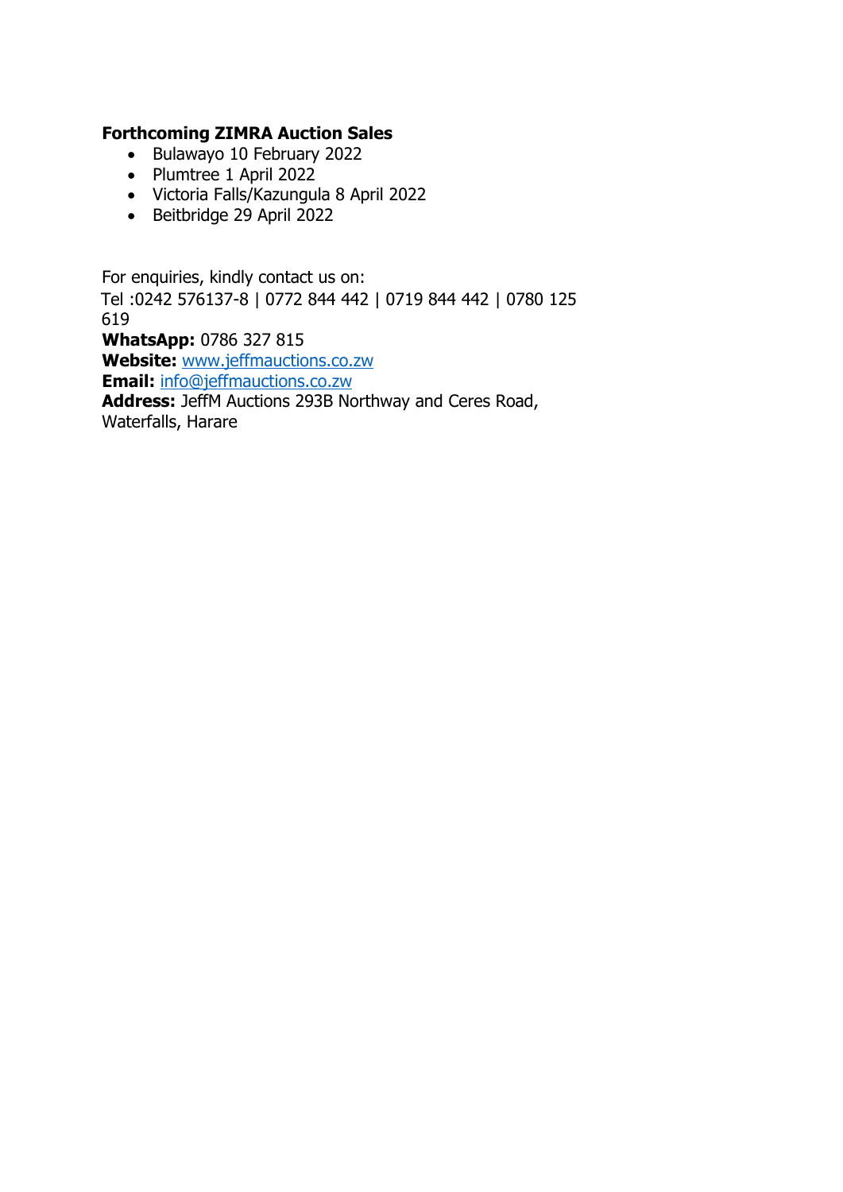**Forthcoming ZIMRA Auction Sales**

- Bulawayo 10 February 2022
- Plumtree 1 April 2022
- Victoria Falls/Kazungula 8 April 2022
- Beitbridge 29 April 2022

For enquiries, kindly contact us on:
Tel :0242 576137-8 | 0772 844 442 | 0719 844 442 | 0780 125 619
**WhatsApp:** 0786 327 815
**Website:** www.jeffmauctions.co.zw
**Email:** info@jeffmauctions.co.zw
**Address:** JeffM Auctions 293B Northway and Ceres Road, Waterfalls, Harare